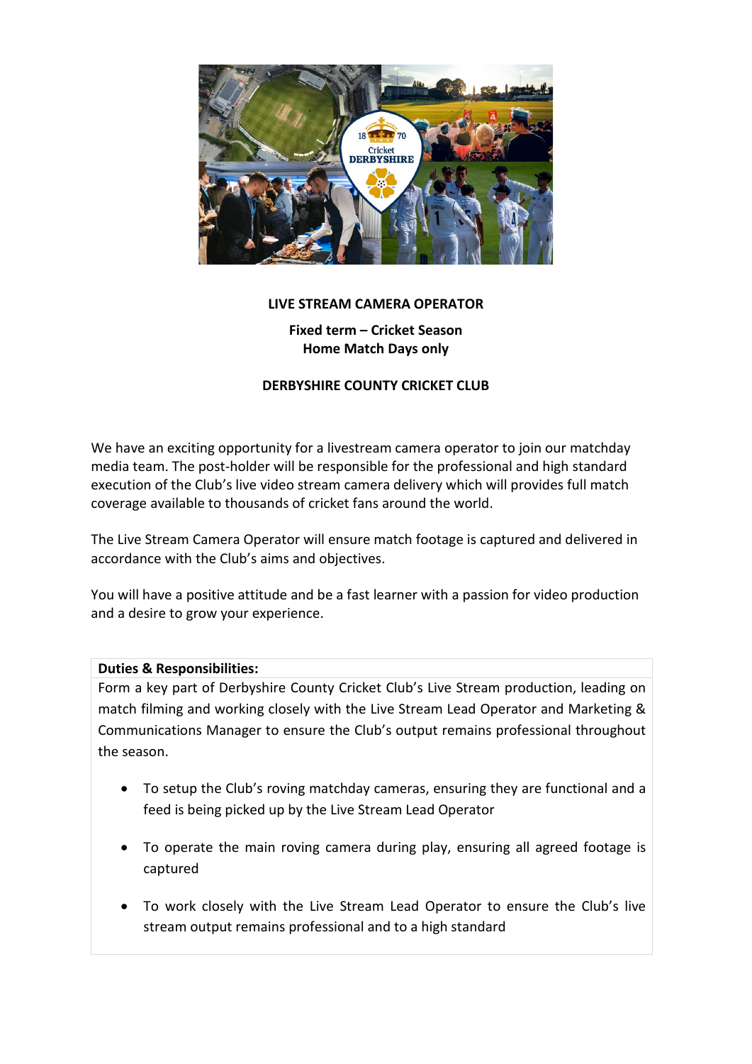# LIVE STREAM CAMERA OPERATOR

**Fixed term – Cricket Season**
**Home Match Days only**

## DERBYSHIRE COUNTY CRICKET CLUB

We have an exciting opportunity for a livestream camera operator to join our matchday media team. The post-holder will be responsible for the professional and high standard execution of the Club's live video stream camera delivery which will provides full match coverage available to thousands of cricket fans around the world.

The Live Stream Camera Operator will ensure match footage is captured and delivered in accordance with the Club's aims and objectives.

You will have a positive attitude and be a fast learner with a passion for video production and a desire to grow your experience.

**Duties & Responsibilities:**

Form a key part of Derbyshire County Cricket Club's Live Stream production, leading on match filming and working closely with the Live Stream Lead Operator and Marketing & Communications Manager to ensure the Club's output remains professional throughout the season.

- To setup the Club's roving matchday cameras, ensuring they are functional and a feed is being picked up by the Live Stream Lead Operator
- To operate the main roving camera during play, ensuring all agreed footage is captured
- To work closely with the Live Stream Lead Operator to ensure the Club's live stream output remains professional and to a high standard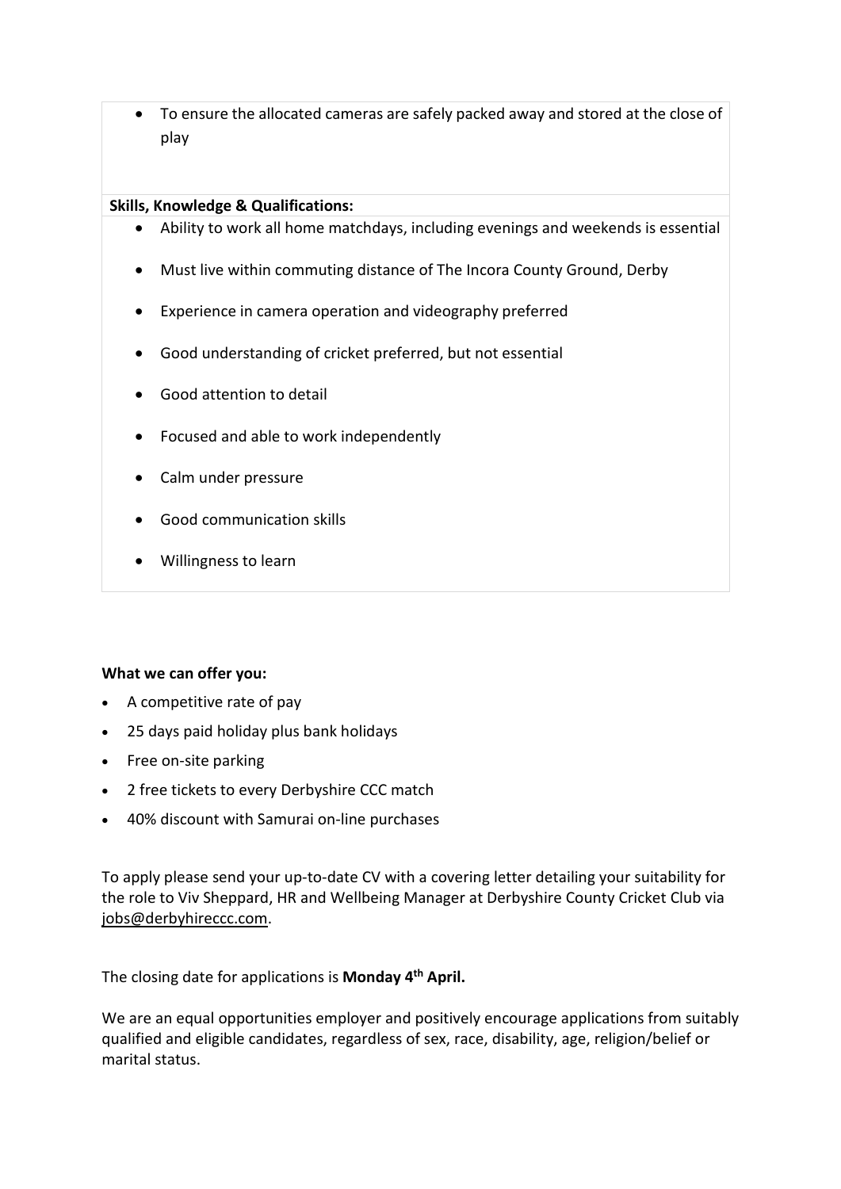- To ensure the allocated cameras are safely packed away and stored at the close of play

**Skills, Knowledge & Qualifications:**

- Ability to work all home matchdays, including evenings and weekends is essential
- Must live within commuting distance of The Incora County Ground, Derby
- Experience in camera operation and videography preferred
- Good understanding of cricket preferred, but not essential
- Good attention to detail
- Focused and able to work independently
- Calm under pressure
- Good communication skills
- Willingness to learn

**What we can offer you:**

- A competitive rate of pay
- 25 days paid holiday plus bank holidays
- Free on-site parking
- 2 free tickets to every Derbyshire CCC match
- 40% discount with Samurai on-line purchases

To apply please send your up-to-date CV with a covering letter detailing your suitability for the role to Viv Sheppard, HR and Wellbeing Manager at Derbyshire County Cricket Club via jobs@derbyhireccc.com.

The closing date for applications is **Monday 4th April.**

We are an equal opportunities employer and positively encourage applications from suitably qualified and eligible candidates, regardless of sex, race, disability, age, religion/belief or marital status.